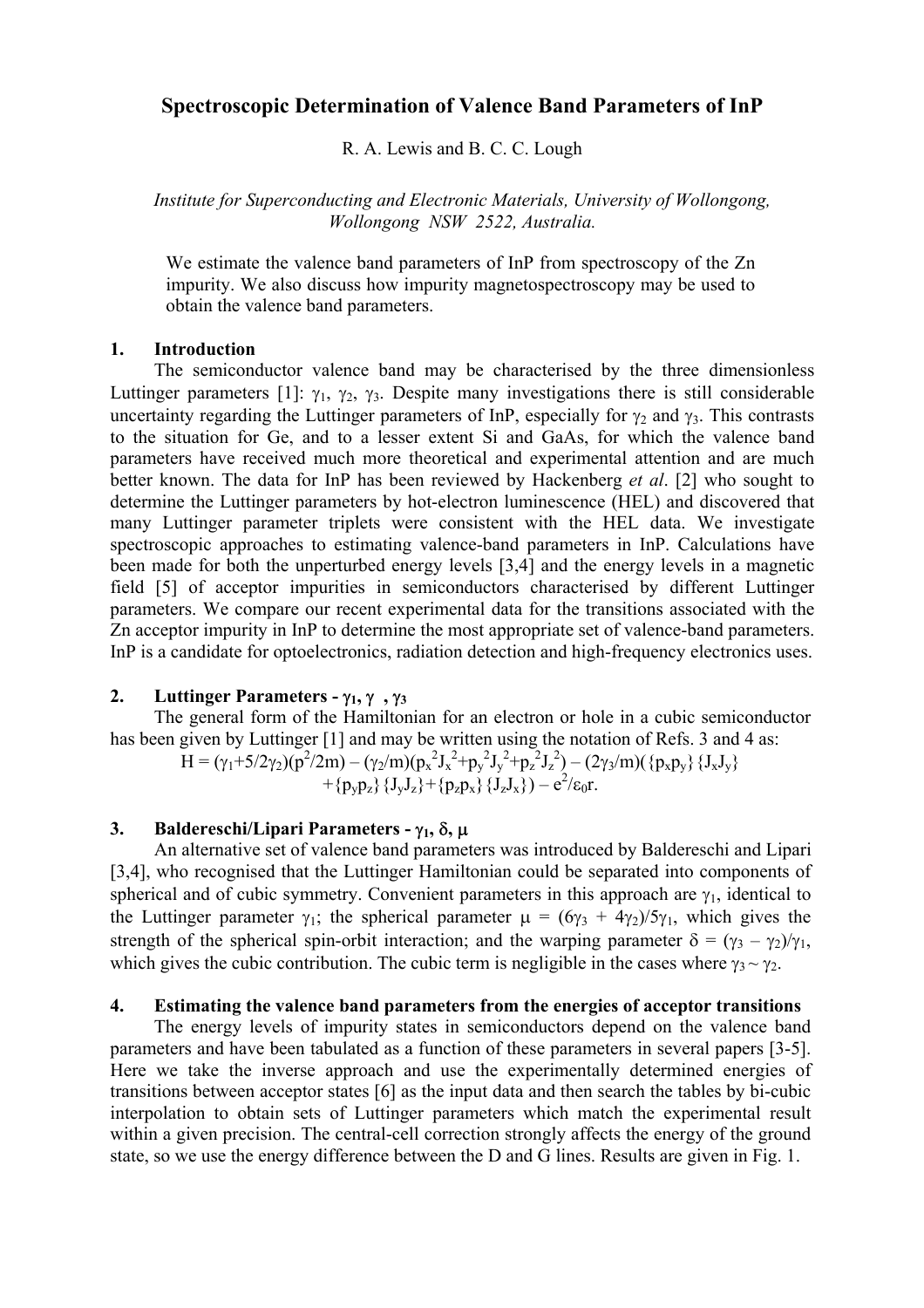# Spectroscopic Determination of Valence Band Parameters of InP

R. A. Lewis and B. C. C. Lough

*Institute for Superconducting and Electronic Materials, University of Wollongong, Wollongong NSW 2522, Australia.*

We estimate the valence band parameters of InP from spectroscopy of the Zn impurity. We also discuss how impurity magnetospectroscopy may be used to obtain the valence band parameters.

## 1. Introduction

The semiconductor valence band may be characterised by the three dimensionless Luttinger parameters [1]: $\gamma_1$, $\gamma_2$, $\gamma_3$. Despite many investigations there is still considerable uncertainty regarding the Luttinger parameters of InP, especially for $\gamma_2$ and $\gamma_3$. This contrasts to the situation for Ge, and to a lesser extent Si and GaAs, for which the valence band parameters have received much more theoretical and experimental attention and are much better known. The data for InP has been reviewed by Hackenberg *et al*. [2] who sought to determine the Luttinger parameters by hot-electron luminescence (HEL) and discovered that many Luttinger parameter triplets were consistent with the HEL data. We investigate spectroscopic approaches to estimating valence-band parameters in InP. Calculations have been made for both the unperturbed energy levels [3,4] and the energy levels in a magnetic field [5] of acceptor impurities in semiconductors characterised by different Luttinger parameters. We compare our recent experimental data for the transitions associated with the Zn acceptor impurity in InP to determine the most appropriate set of valence-band parameters. InP is a candidate for optoelectronics, radiation detection and high-frequency electronics uses.

## 2. Luttinger Parameters - $\gamma_1$, $\gamma$ , $\gamma_3$

The general form of the Hamiltonian for an electron or hole in a cubic semiconductor has been given by Luttinger [1] and may be written using the notation of Refs. 3 and 4 as:

$$H = (\gamma_1+5/2\gamma_2)(p^2/2m) - (\gamma_2/m)(p_x^2J_x^2+p_y^2J_y^2+p_z^2J_z^2) - (2\gamma_3/m)(\{p_xp_y\}\{J_xJ_y\} + \{p_yp_z\}\{J_yJ_z\}+\{p_zp_x\}\{J_zJ_x\}) - e^2/\varepsilon_0 r.$$

## 3. Baldereschi/Lipari Parameters - $\gamma_1$, $\delta$, $\mu$

An alternative set of valence band parameters was introduced by Baldereschi and Lipari [3,4], who recognised that the Luttinger Hamiltonian could be separated into components of spherical and of cubic symmetry. Convenient parameters in this approach are $\gamma_1$, identical to the Luttinger parameter $\gamma_1$; the spherical parameter $\mu = (6\gamma_3 + 4\gamma_2)/5\gamma_1$, which gives the strength of the spherical spin-orbit interaction; and the warping parameter $\delta = (\gamma_3 - \gamma_2)/\gamma_1$, which gives the cubic contribution. The cubic term is negligible in the cases where $\gamma_3 \sim \gamma_2$.

## 4. Estimating the valence band parameters from the energies of acceptor transitions

The energy levels of impurity states in semiconductors depend on the valence band parameters and have been tabulated as a function of these parameters in several papers [3-5]. Here we take the inverse approach and use the experimentally determined energies of transitions between acceptor states [6] as the input data and then search the tables by bi-cubic interpolation to obtain sets of Luttinger parameters which match the experimental result within a given precision. The central-cell correction strongly affects the energy of the ground state, so we use the energy difference between the D and G lines. Results are given in Fig. 1.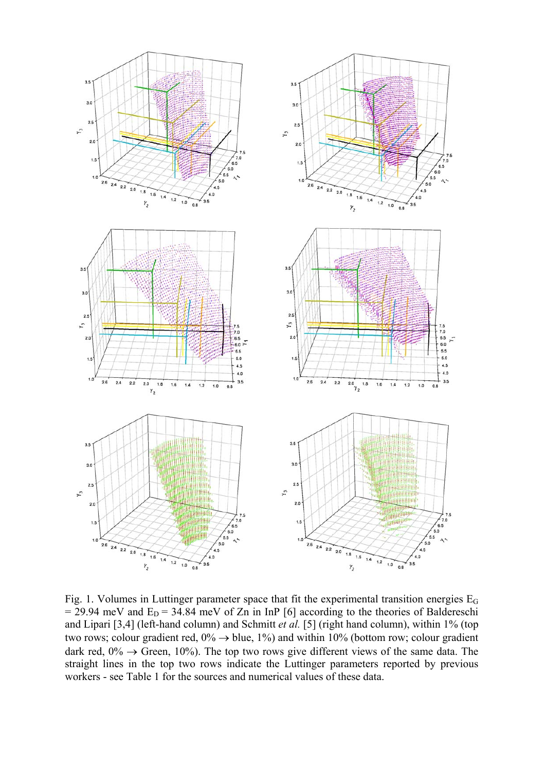Fig. 1. Volumes in Luttinger parameter space that fit the experimental transition energies $E_G = 29.94$ meV and $E_D = 34.84$ meV of Zn in InP [6] according to the theories of Baldereschi and Lipari [3,4] (left-hand column) and Schmitt *et al.* [5] (right hand column), within 1% (top two rows; colour gradient red, 0% → blue, 1%) and within 10% (bottom row; colour gradient dark red, 0% → Green, 10%). The top two rows give different views of the same data. The straight lines in the top two rows indicate the Luttinger parameters reported by previous workers - see Table 1 for the sources and numerical values of these data.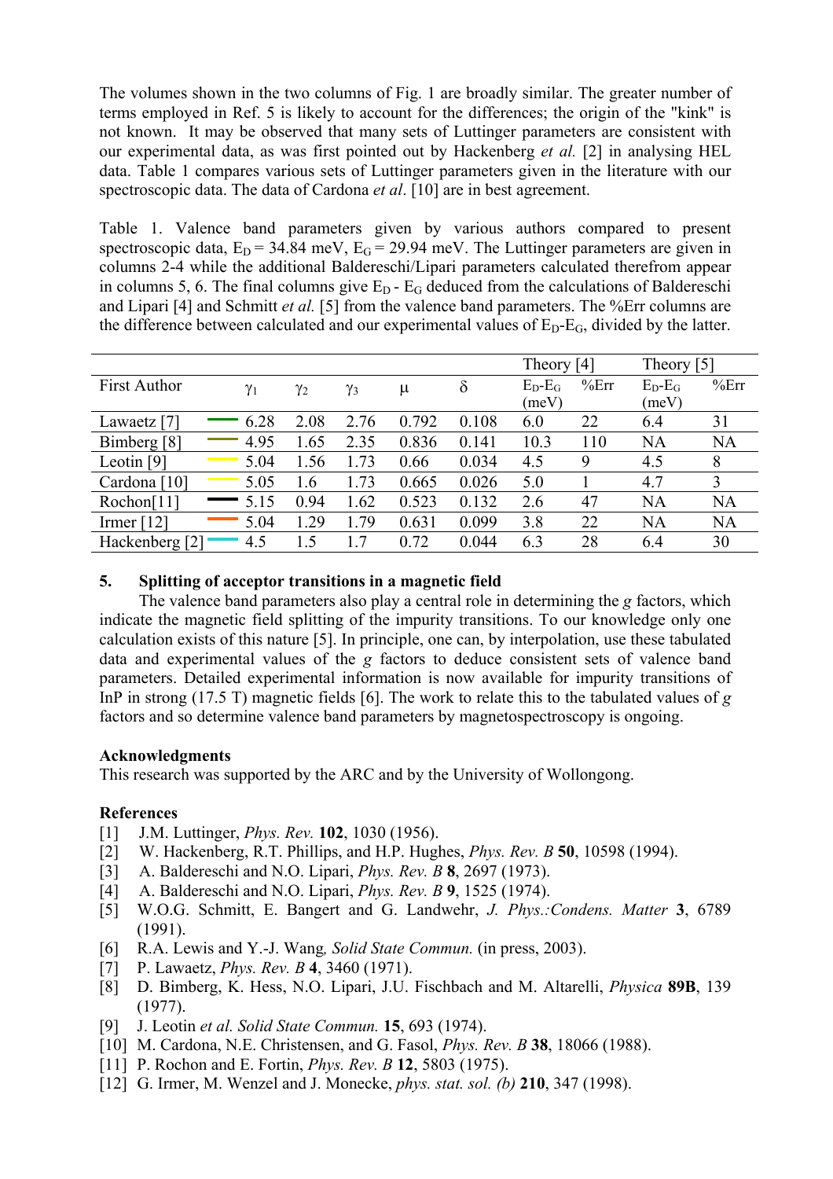The volumes shown in the two columns of Fig. 1 are broadly similar. The greater number of terms employed in Ref. 5 is likely to account for the differences; the origin of the "kink" is not known. It may be observed that many sets of Luttinger parameters are consistent with our experimental data, as was first pointed out by Hackenberg *et al.* [2] in analysing HEL data. Table 1 compares various sets of Luttinger parameters given in the literature with our spectroscopic data. The data of Cardona *et al*. [10] are in best agreement.

Table 1. Valence band parameters given by various authors compared to present spectroscopic data, $E_D$ = 34.84 meV, $E_G$ = 29.94 meV. The Luttinger parameters are given in columns 2-4 while the additional Baldereschi/Lipari parameters calculated therefrom appear in columns 5, 6. The final columns give $E_D$ - $E_G$ deduced from the calculations of Baldereschi and Lipari [4] and Schmitt *et al.* [5] from the valence band parameters. The %Err columns are the difference between calculated and our experimental values of $E_D$-$E_G$, divided by the latter.

| | | | | | | Theory [4] | | Theory [5] | |
|---|---|---|---|---|---|---|---|---|---|
| First Author | $\gamma_1$ | $\gamma_2$ | $\gamma_3$ | $\mu$ | $\delta$ | $E_D$-$E_G$ (meV) | %Err | $E_D$-$E_G$ (meV) | %Err |
| Lawaetz [7] | 6.28 | 2.08 | 2.76 | 0.792 | 0.108 | 6.0 | 22 | 6.4 | 31 |
| Bimberg [8] | 4.95 | 1.65 | 2.35 | 0.836 | 0.141 | 10.3 | 110 | NA | NA |
| Leotin [9] | 5.04 | 1.56 | 1.73 | 0.66 | 0.034 | 4.5 | 9 | 4.5 | 8 |
| Cardona [10] | 5.05 | 1.6 | 1.73 | 0.665 | 0.026 | 5.0 | 1 | 4.7 | 3 |
| Rochon[11] | 5.15 | 0.94 | 1.62 | 0.523 | 0.132 | 2.6 | 47 | NA | NA |
| Irmer [12] | 5.04 | 1.29 | 1.79 | 0.631 | 0.099 | 3.8 | 22 | NA | NA |
| Hackenberg [2] | 4.5 | 1.5 | 1.7 | 0.72 | 0.044 | 6.3 | 28 | 6.4 | 30 |

## 5. Splitting of acceptor transitions in a magnetic field

The valence band parameters also play a central role in determining the *g* factors, which indicate the magnetic field splitting of the impurity transitions. To our knowledge only one calculation exists of this nature [5]. In principle, one can, by interpolation, use these tabulated data and experimental values of the *g* factors to deduce consistent sets of valence band parameters. Detailed experimental information is now available for impurity transitions of InP in strong (17.5 T) magnetic fields [6]. The work to relate this to the tabulated values of *g* factors and so determine valence band parameters by magnetospectroscopy is ongoing.

### Acknowledgments

This research was supported by the ARC and by the University of Wollongong.

### References

[1] J.M. Luttinger, *Phys. Rev.* **102**, 1030 (1956).
[2] W. Hackenberg, R.T. Phillips, and H.P. Hughes, *Phys. Rev. B* **50**, 10598 (1994).
[3] A. Baldereschi and N.O. Lipari, *Phys. Rev. B* **8**, 2697 (1973).
[4] A. Baldereschi and N.O. Lipari, *Phys. Rev. B* **9**, 1525 (1974).
[5] W.O.G. Schmitt, E. Bangert and G. Landwehr, *J. Phys.:Condens. Matter* **3**, 6789 (1991).
[6] R.A. Lewis and Y.-J. Wang*, Solid State Commun.* (in press, 2003).
[7] P. Lawaetz, *Phys. Rev. B* **4**, 3460 (1971).
[8] D. Bimberg, K. Hess, N.O. Lipari, J.U. Fischbach and M. Altarelli, *Physica* **89B**, 139 (1977).
[9] J. Leotin *et al. Solid State Commun.* **15**, 693 (1974).
[10] M. Cardona, N.E. Christensen, and G. Fasol, *Phys. Rev. B* **38**, 18066 (1988).
[11] P. Rochon and E. Fortin, *Phys. Rev. B* **12**, 5803 (1975).
[12] G. Irmer, M. Wenzel and J. Monecke, *phys. stat. sol. (b)* **210**, 347 (1998).